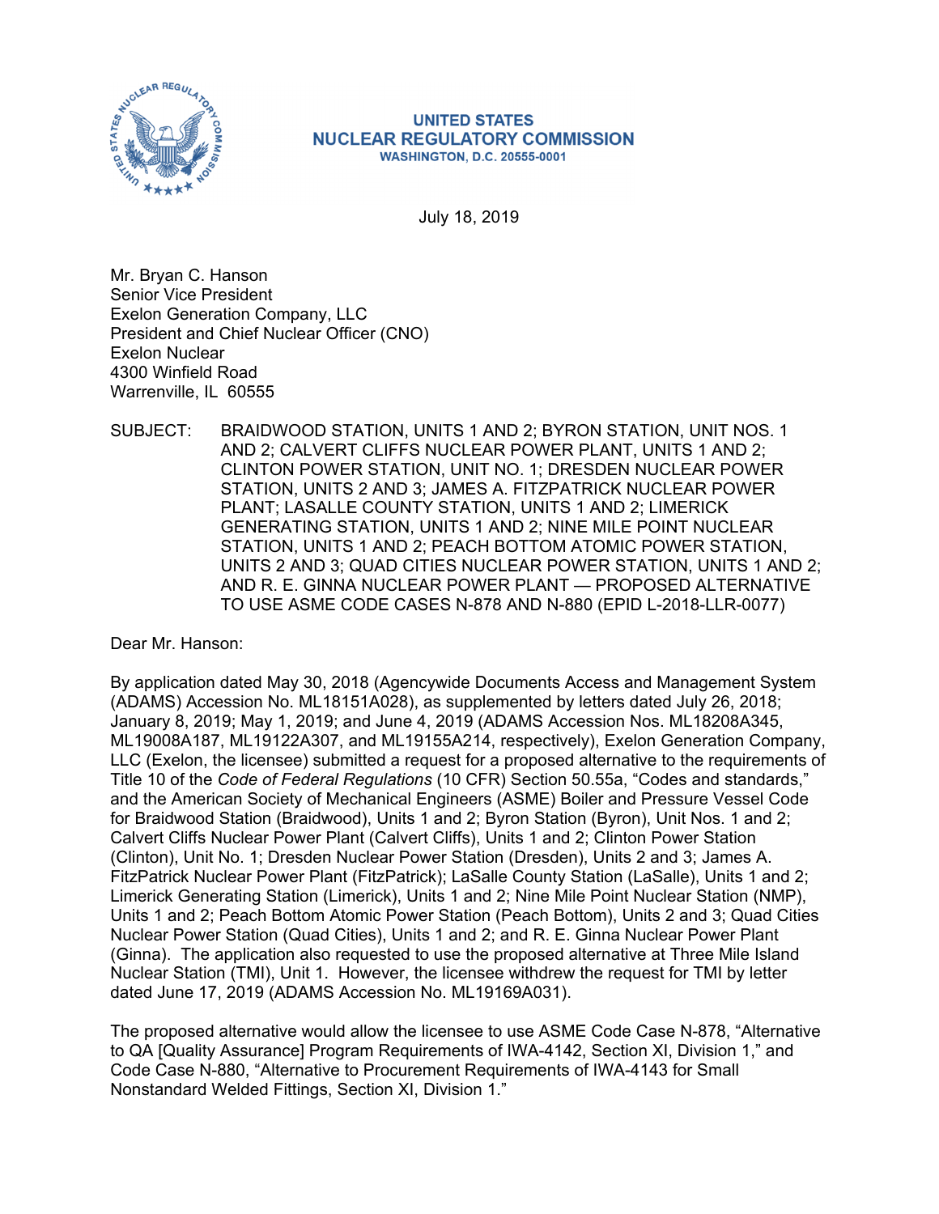**UNITED STATES**
**NUCLEAR REGULATORY COMMISSION**
WASHINGTON, D.C. 20555-0001

July 18, 2019

Mr. Bryan C. Hanson
Senior Vice President
Exelon Generation Company, LLC
President and Chief Nuclear Officer (CNO)
Exelon Nuclear
4300 Winfield Road
Warrenville, IL 60555

SUBJECT: BRAIDWOOD STATION, UNITS 1 AND 2; BYRON STATION, UNIT NOS. 1 AND 2; CALVERT CLIFFS NUCLEAR POWER PLANT, UNITS 1 AND 2; CLINTON POWER STATION, UNIT NO. 1; DRESDEN NUCLEAR POWER STATION, UNITS 2 AND 3; JAMES A. FITZPATRICK NUCLEAR POWER PLANT; LASALLE COUNTY STATION, UNITS 1 AND 2; LIMERICK GENERATING STATION, UNITS 1 AND 2; NINE MILE POINT NUCLEAR STATION, UNITS 1 AND 2; PEACH BOTTOM ATOMIC POWER STATION, UNITS 2 AND 3; QUAD CITIES NUCLEAR POWER STATION, UNITS 1 AND 2; AND R. E. GINNA NUCLEAR POWER PLANT — PROPOSED ALTERNATIVE TO USE ASME CODE CASES N-878 AND N-880 (EPID L-2018-LLR-0077)

Dear Mr. Hanson:

By application dated May 30, 2018 (Agencywide Documents Access and Management System (ADAMS) Accession No. ML18151A028), as supplemented by letters dated July 26, 2018; January 8, 2019; May 1, 2019; and June 4, 2019 (ADAMS Accession Nos. ML18208A345, ML19008A187, ML19122A307, and ML19155A214, respectively), Exelon Generation Company, LLC (Exelon, the licensee) submitted a request for a proposed alternative to the requirements of Title 10 of the *Code of Federal Regulations* (10 CFR) Section 50.55a, "Codes and standards," and the American Society of Mechanical Engineers (ASME) Boiler and Pressure Vessel Code for Braidwood Station (Braidwood), Units 1 and 2; Byron Station (Byron), Unit Nos. 1 and 2; Calvert Cliffs Nuclear Power Plant (Calvert Cliffs), Units 1 and 2; Clinton Power Station (Clinton), Unit No. 1; Dresden Nuclear Power Station (Dresden), Units 2 and 3; James A. FitzPatrick Nuclear Power Plant (FitzPatrick); LaSalle County Station (LaSalle), Units 1 and 2; Limerick Generating Station (Limerick), Units 1 and 2; Nine Mile Point Nuclear Station (NMP), Units 1 and 2; Peach Bottom Atomic Power Station (Peach Bottom), Units 2 and 3; Quad Cities Nuclear Power Station (Quad Cities), Units 1 and 2; and R. E. Ginna Nuclear Power Plant (Ginna). The application also requested to use the proposed alternative at Three Mile Island Nuclear Station (TMI), Unit 1. However, the licensee withdrew the request for TMI by letter dated June 17, 2019 (ADAMS Accession No. ML19169A031).

The proposed alternative would allow the licensee to use ASME Code Case N-878, "Alternative to QA [Quality Assurance] Program Requirements of IWA-4142, Section XI, Division 1," and Code Case N-880, "Alternative to Procurement Requirements of IWA-4143 for Small Nonstandard Welded Fittings, Section XI, Division 1."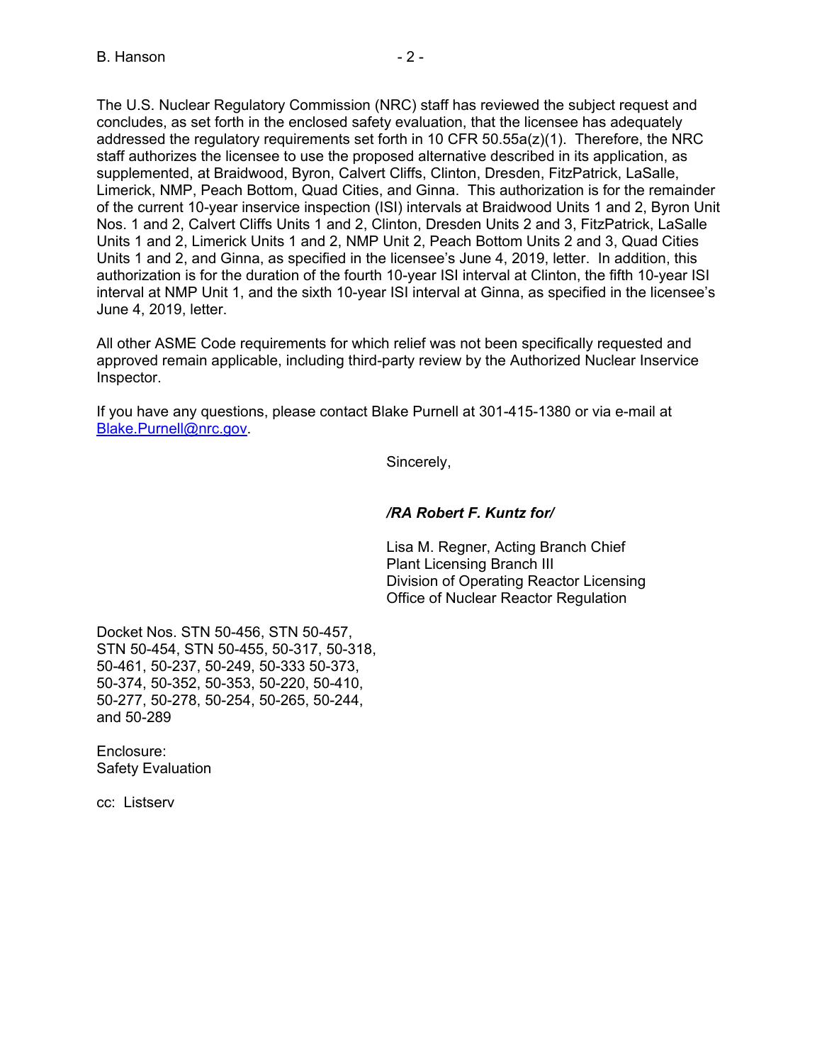The U.S. Nuclear Regulatory Commission (NRC) staff has reviewed the subject request and concludes, as set forth in the enclosed safety evaluation, that the licensee has adequately addressed the regulatory requirements set forth in 10 CFR 50.55a(z)(1). Therefore, the NRC staff authorizes the licensee to use the proposed alternative described in its application, as supplemented, at Braidwood, Byron, Calvert Cliffs, Clinton, Dresden, FitzPatrick, LaSalle, Limerick, NMP, Peach Bottom, Quad Cities, and Ginna. This authorization is for the remainder of the current 10-year inservice inspection (ISI) intervals at Braidwood Units 1 and 2, Byron Unit Nos. 1 and 2, Calvert Cliffs Units 1 and 2, Clinton, Dresden Units 2 and 3, FitzPatrick, LaSalle Units 1 and 2, Limerick Units 1 and 2, NMP Unit 2, Peach Bottom Units 2 and 3, Quad Cities Units 1 and 2, and Ginna, as specified in the licensee's June 4, 2019, letter. In addition, this authorization is for the duration of the fourth 10-year ISI interval at Clinton, the fifth 10-year ISI interval at NMP Unit 1, and the sixth 10-year ISI interval at Ginna, as specified in the licensee's June 4, 2019, letter.

All other ASME Code requirements for which relief was not been specifically requested and approved remain applicable, including third-party review by the Authorized Nuclear Inservice Inspector.

If you have any questions, please contact Blake Purnell at 301-415-1380 or via e-mail at Blake.Purnell@nrc.gov.

Sincerely,

*/RA Robert F. Kuntz for/*

Lisa M. Regner, Acting Branch Chief
Plant Licensing Branch III
Division of Operating Reactor Licensing
Office of Nuclear Reactor Regulation

Docket Nos. STN 50-456, STN 50-457, STN 50-454, STN 50-455, 50-317, 50-318, 50-461, 50-237, 50-249, 50-333 50-373, 50-374, 50-352, 50-353, 50-220, 50-410, 50-277, 50-278, 50-254, 50-265, 50-244, and 50-289

Enclosure:
Safety Evaluation

cc: Listserv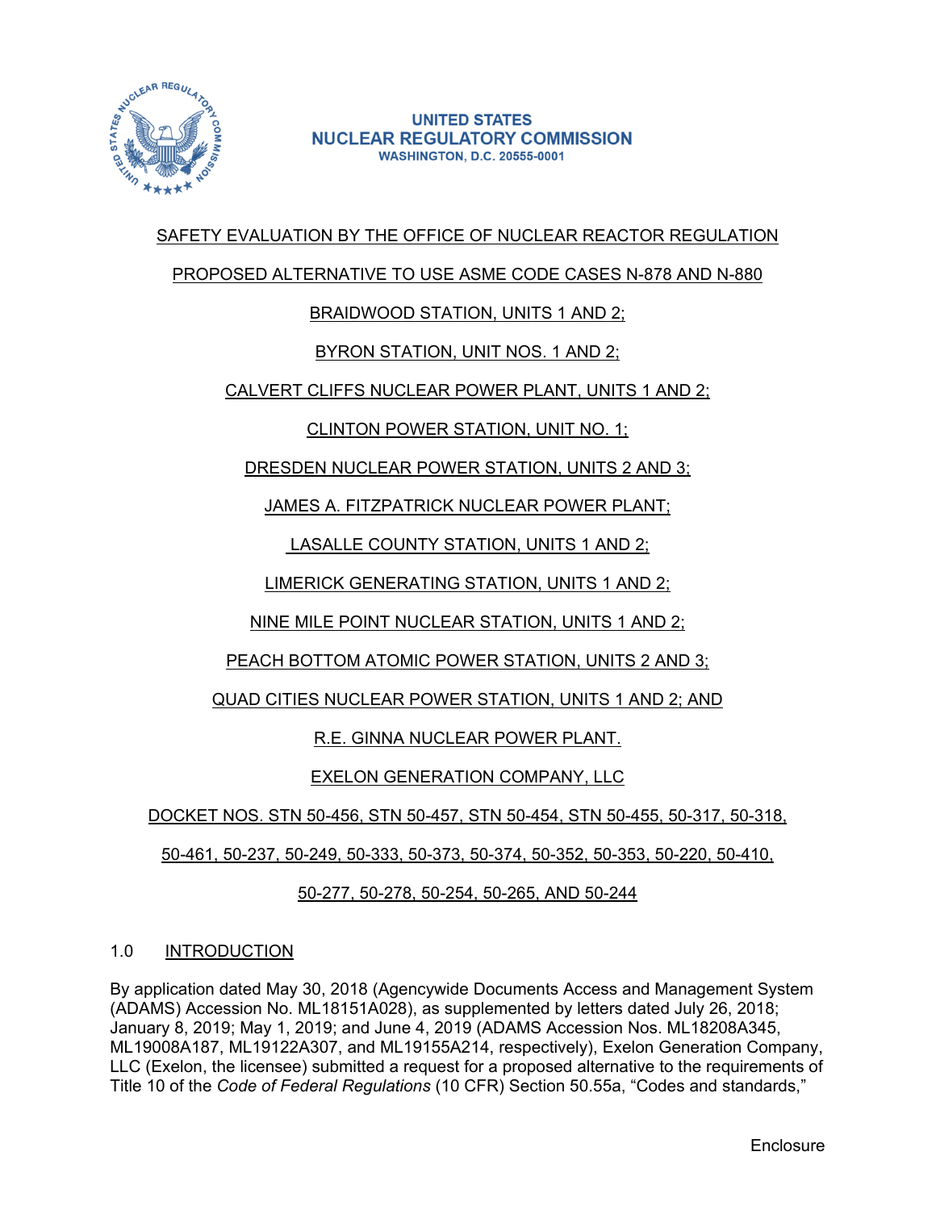UNITED STATES
NUCLEAR REGULATORY COMMISSION
WASHINGTON, D.C. 20555-0001

SAFETY EVALUATION BY THE OFFICE OF NUCLEAR REACTOR REGULATION

PROPOSED ALTERNATIVE TO USE ASME CODE CASES N-878 AND N-880

BRAIDWOOD STATION, UNITS 1 AND 2;

BYRON STATION, UNIT NOS. 1 AND 2;

CALVERT CLIFFS NUCLEAR POWER PLANT, UNITS 1 AND 2;

CLINTON POWER STATION, UNIT NO. 1;

DRESDEN NUCLEAR POWER STATION, UNITS 2 AND 3;

JAMES A. FITZPATRICK NUCLEAR POWER PLANT;

LASALLE COUNTY STATION, UNITS 1 AND 2;

LIMERICK GENERATING STATION, UNITS 1 AND 2;

NINE MILE POINT NUCLEAR STATION, UNITS 1 AND 2;

PEACH BOTTOM ATOMIC POWER STATION, UNITS 2 AND 3;

QUAD CITIES NUCLEAR POWER STATION, UNITS 1 AND 2; AND

R.E. GINNA NUCLEAR POWER PLANT.

EXELON GENERATION COMPANY, LLC

DOCKET NOS. STN 50-456, STN 50-457, STN 50-454, STN 50-455, 50-317, 50-318, 50-461, 50-237, 50-249, 50-333, 50-373, 50-374, 50-352, 50-353, 50-220, 50-410, 50-277, 50-278, 50-254, 50-265, AND 50-244

## 1.0 INTRODUCTION

By application dated May 30, 2018 (Agencywide Documents Access and Management System (ADAMS) Accession No. ML18151A028), as supplemented by letters dated July 26, 2018; January 8, 2019; May 1, 2019; and June 4, 2019 (ADAMS Accession Nos. ML18208A345, ML19008A187, ML19122A307, and ML19155A214, respectively), Exelon Generation Company, LLC (Exelon, the licensee) submitted a request for a proposed alternative to the requirements of Title 10 of the *Code of Federal Regulations* (10 CFR) Section 50.55a, "Codes and standards,"

Enclosure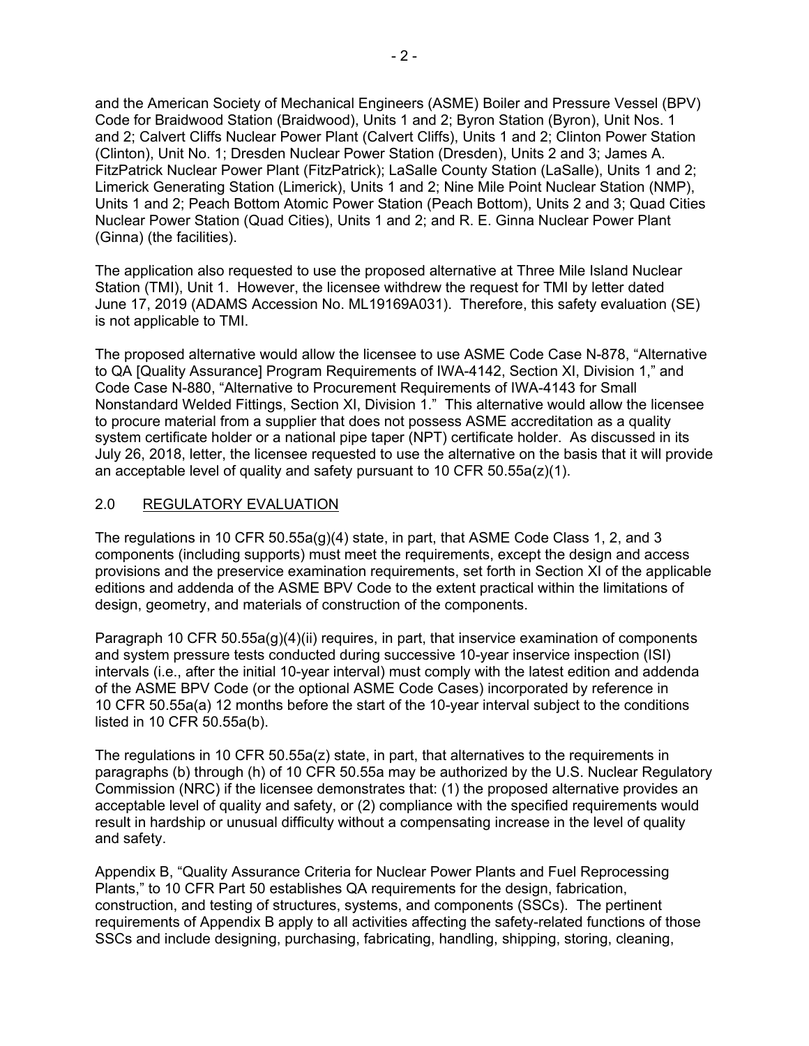and the American Society of Mechanical Engineers (ASME) Boiler and Pressure Vessel (BPV) Code for Braidwood Station (Braidwood), Units 1 and 2; Byron Station (Byron), Unit Nos. 1 and 2; Calvert Cliffs Nuclear Power Plant (Calvert Cliffs), Units 1 and 2; Clinton Power Station (Clinton), Unit No. 1; Dresden Nuclear Power Station (Dresden), Units 2 and 3; James A. FitzPatrick Nuclear Power Plant (FitzPatrick); LaSalle County Station (LaSalle), Units 1 and 2; Limerick Generating Station (Limerick), Units 1 and 2; Nine Mile Point Nuclear Station (NMP), Units 1 and 2; Peach Bottom Atomic Power Station (Peach Bottom), Units 2 and 3; Quad Cities Nuclear Power Station (Quad Cities), Units 1 and 2; and R. E. Ginna Nuclear Power Plant (Ginna) (the facilities).

The application also requested to use the proposed alternative at Three Mile Island Nuclear Station (TMI), Unit 1. However, the licensee withdrew the request for TMI by letter dated June 17, 2019 (ADAMS Accession No. ML19169A031). Therefore, this safety evaluation (SE) is not applicable to TMI.

The proposed alternative would allow the licensee to use ASME Code Case N-878, "Alternative to QA [Quality Assurance] Program Requirements of IWA-4142, Section XI, Division 1," and Code Case N-880, "Alternative to Procurement Requirements of IWA-4143 for Small Nonstandard Welded Fittings, Section XI, Division 1." This alternative would allow the licensee to procure material from a supplier that does not possess ASME accreditation as a quality system certificate holder or a national pipe taper (NPT) certificate holder. As discussed in its July 26, 2018, letter, the licensee requested to use the alternative on the basis that it will provide an acceptable level of quality and safety pursuant to 10 CFR 50.55a(z)(1).

## 2.0 REGULATORY EVALUATION

The regulations in 10 CFR 50.55a(g)(4) state, in part, that ASME Code Class 1, 2, and 3 components (including supports) must meet the requirements, except the design and access provisions and the preservice examination requirements, set forth in Section XI of the applicable editions and addenda of the ASME BPV Code to the extent practical within the limitations of design, geometry, and materials of construction of the components.

Paragraph 10 CFR 50.55a(g)(4)(ii) requires, in part, that inservice examination of components and system pressure tests conducted during successive 10-year inservice inspection (ISI) intervals (i.e., after the initial 10-year interval) must comply with the latest edition and addenda of the ASME BPV Code (or the optional ASME Code Cases) incorporated by reference in 10 CFR 50.55a(a) 12 months before the start of the 10-year interval subject to the conditions listed in 10 CFR 50.55a(b).

The regulations in 10 CFR 50.55a(z) state, in part, that alternatives to the requirements in paragraphs (b) through (h) of 10 CFR 50.55a may be authorized by the U.S. Nuclear Regulatory Commission (NRC) if the licensee demonstrates that: (1) the proposed alternative provides an acceptable level of quality and safety, or (2) compliance with the specified requirements would result in hardship or unusual difficulty without a compensating increase in the level of quality and safety.

Appendix B, "Quality Assurance Criteria for Nuclear Power Plants and Fuel Reprocessing Plants," to 10 CFR Part 50 establishes QA requirements for the design, fabrication, construction, and testing of structures, systems, and components (SSCs). The pertinent requirements of Appendix B apply to all activities affecting the safety-related functions of those SSCs and include designing, purchasing, fabricating, handling, shipping, storing, cleaning,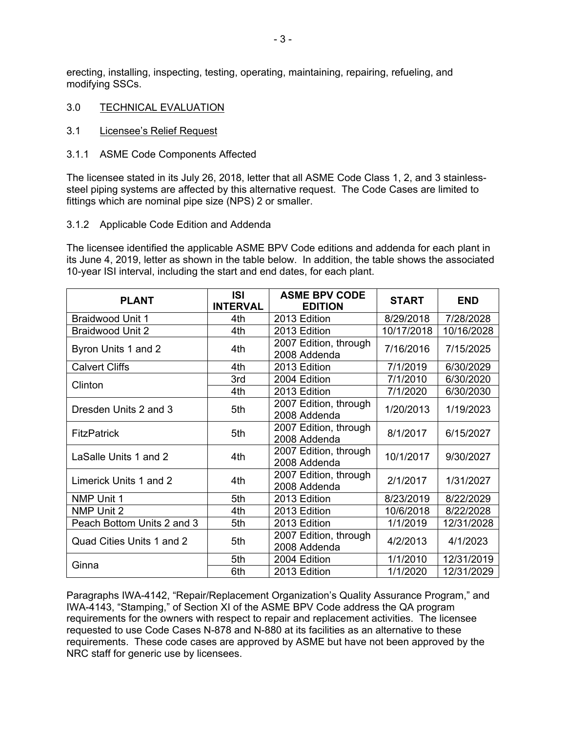erecting, installing, inspecting, testing, operating, maintaining, repairing, refueling, and modifying SSCs.

## 3.0 TECHNICAL EVALUATION

### 3.1 Licensee's Relief Request

#### 3.1.1 ASME Code Components Affected

The licensee stated in its July 26, 2018, letter that all ASME Code Class 1, 2, and 3 stainless-steel piping systems are affected by this alternative request. The Code Cases are limited to fittings which are nominal pipe size (NPS) 2 or smaller.

#### 3.1.2 Applicable Code Edition and Addenda

The licensee identified the applicable ASME BPV Code editions and addenda for each plant in its June 4, 2019, letter as shown in the table below. In addition, the table shows the associated 10-year ISI interval, including the start and end dates, for each plant.

| PLANT | ISI INTERVAL | ASME BPV CODE EDITION | START | END |
|---|---|---|---|---|
| Braidwood Unit 1 | 4th | 2013 Edition | 8/29/2018 | 7/28/2028 |
| Braidwood Unit 2 | 4th | 2013 Edition | 10/17/2018 | 10/16/2028 |
| Byron Units 1 and 2 | 4th | 2007 Edition, through 2008 Addenda | 7/16/2016 | 7/15/2025 |
| Calvert Cliffs | 4th | 2013 Edition | 7/1/2019 | 6/30/2029 |
| Clinton | 3rd | 2004 Edition | 7/1/2010 | 6/30/2020 |
| | 4th | 2013 Edition | 7/1/2020 | 6/30/2030 |
| Dresden Units 2 and 3 | 5th | 2007 Edition, through 2008 Addenda | 1/20/2013 | 1/19/2023 |
| FitzPatrick | 5th | 2007 Edition, through 2008 Addenda | 8/1/2017 | 6/15/2027 |
| LaSalle Units 1 and 2 | 4th | 2007 Edition, through 2008 Addenda | 10/1/2017 | 9/30/2027 |
| Limerick Units 1 and 2 | 4th | 2007 Edition, through 2008 Addenda | 2/1/2017 | 1/31/2027 |
| NMP Unit 1 | 5th | 2013 Edition | 8/23/2019 | 8/22/2029 |
| NMP Unit 2 | 4th | 2013 Edition | 10/6/2018 | 8/22/2028 |
| Peach Bottom Units 2 and 3 | 5th | 2013 Edition | 1/1/2019 | 12/31/2028 |
| Quad Cities Units 1 and 2 | 5th | 2007 Edition, through 2008 Addenda | 4/2/2013 | 4/1/2023 |
| Ginna | 5th | 2004 Edition | 1/1/2010 | 12/31/2019 |
| | 6th | 2013 Edition | 1/1/2020 | 12/31/2029 |

Paragraphs IWA-4142, "Repair/Replacement Organization's Quality Assurance Program," and IWA-4143, "Stamping," of Section XI of the ASME BPV Code address the QA program requirements for the owners with respect to repair and replacement activities. The licensee requested to use Code Cases N-878 and N-880 at its facilities as an alternative to these requirements. These code cases are approved by ASME but have not been approved by the NRC staff for generic use by licensees.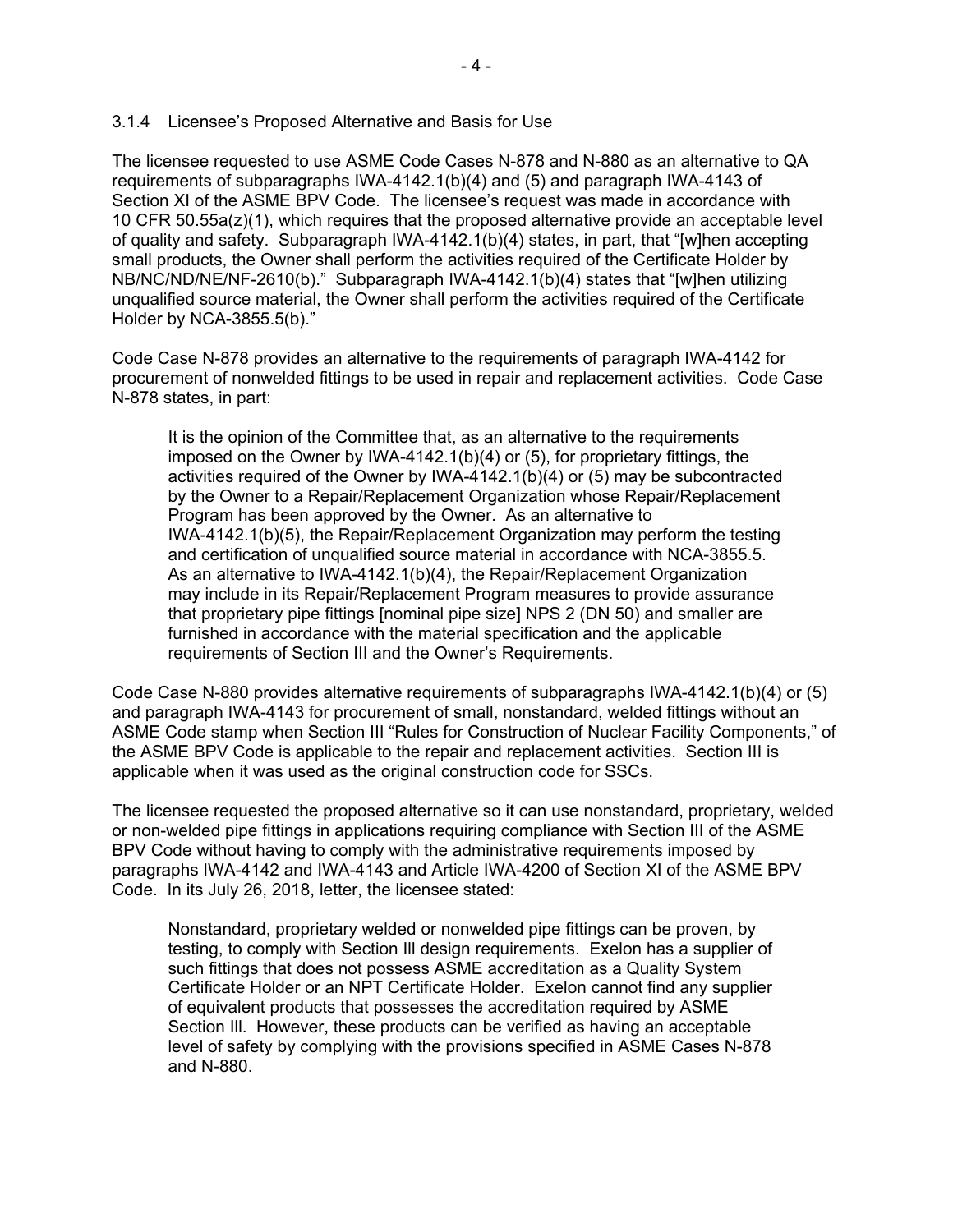### 3.1.4 Licensee's Proposed Alternative and Basis for Use

The licensee requested to use ASME Code Cases N-878 and N-880 as an alternative to QA requirements of subparagraphs IWA-4142.1(b)(4) and (5) and paragraph IWA-4143 of Section XI of the ASME BPV Code. The licensee's request was made in accordance with 10 CFR 50.55a(z)(1), which requires that the proposed alternative provide an acceptable level of quality and safety. Subparagraph IWA-4142.1(b)(4) states, in part, that "[w]hen accepting small products, the Owner shall perform the activities required of the Certificate Holder by NB/NC/ND/NE/NF-2610(b)." Subparagraph IWA-4142.1(b)(4) states that "[w]hen utilizing unqualified source material, the Owner shall perform the activities required of the Certificate Holder by NCA-3855.5(b)."

Code Case N-878 provides an alternative to the requirements of paragraph IWA-4142 for procurement of nonwelded fittings to be used in repair and replacement activities. Code Case N-878 states, in part:

> It is the opinion of the Committee that, as an alternative to the requirements imposed on the Owner by IWA-4142.1(b)(4) or (5), for proprietary fittings, the activities required of the Owner by IWA-4142.1(b)(4) or (5) may be subcontracted by the Owner to a Repair/Replacement Organization whose Repair/Replacement Program has been approved by the Owner. As an alternative to IWA-4142.1(b)(5), the Repair/Replacement Organization may perform the testing and certification of unqualified source material in accordance with NCA-3855.5. As an alternative to IWA-4142.1(b)(4), the Repair/Replacement Organization may include in its Repair/Replacement Program measures to provide assurance that proprietary pipe fittings [nominal pipe size] NPS 2 (DN 50) and smaller are furnished in accordance with the material specification and the applicable requirements of Section III and the Owner's Requirements.

Code Case N-880 provides alternative requirements of subparagraphs IWA-4142.1(b)(4) or (5) and paragraph IWA-4143 for procurement of small, nonstandard, welded fittings without an ASME Code stamp when Section III "Rules for Construction of Nuclear Facility Components," of the ASME BPV Code is applicable to the repair and replacement activities. Section III is applicable when it was used as the original construction code for SSCs.

The licensee requested the proposed alternative so it can use nonstandard, proprietary, welded or non-welded pipe fittings in applications requiring compliance with Section III of the ASME BPV Code without having to comply with the administrative requirements imposed by paragraphs IWA-4142 and IWA-4143 and Article IWA-4200 of Section XI of the ASME BPV Code. In its July 26, 2018, letter, the licensee stated:

> Nonstandard, proprietary welded or nonwelded pipe fittings can be proven, by testing, to comply with Section III design requirements. Exelon has a supplier of such fittings that does not possess ASME accreditation as a Quality System Certificate Holder or an NPT Certificate Holder. Exelon cannot find any supplier of equivalent products that possesses the accreditation required by ASME Section III. However, these products can be verified as having an acceptable level of safety by complying with the provisions specified in ASME Cases N-878 and N-880.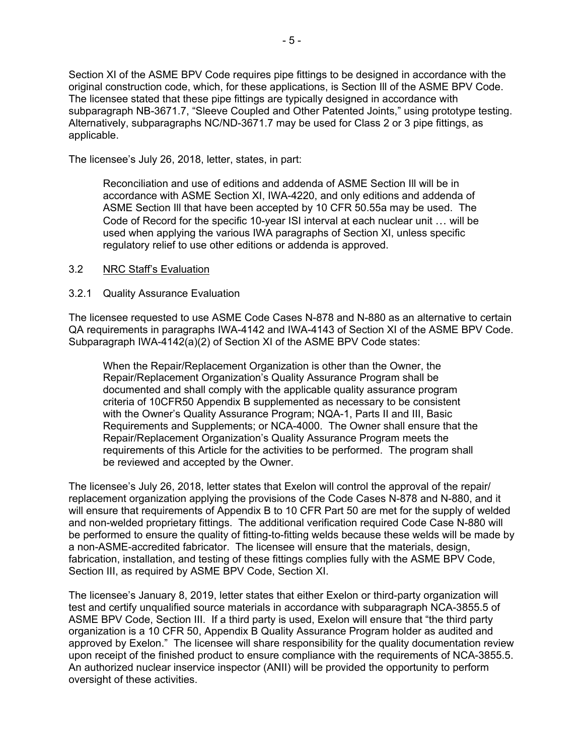Section XI of the ASME BPV Code requires pipe fittings to be designed in accordance with the original construction code, which, for these applications, is Section III of the ASME BPV Code. The licensee stated that these pipe fittings are typically designed in accordance with subparagraph NB-3671.7, "Sleeve Coupled and Other Patented Joints," using prototype testing. Alternatively, subparagraphs NC/ND-3671.7 may be used for Class 2 or 3 pipe fittings, as applicable.

The licensee's July 26, 2018, letter, states, in part:

> Reconciliation and use of editions and addenda of ASME Section III will be in accordance with ASME Section XI, IWA-4220, and only editions and addenda of ASME Section III that have been accepted by 10 CFR 50.55a may be used. The Code of Record for the specific 10-year ISI interval at each nuclear unit … will be used when applying the various IWA paragraphs of Section XI, unless specific regulatory relief to use other editions or addenda is approved.

3.2 NRC Staff's Evaluation

3.2.1 Quality Assurance Evaluation

The licensee requested to use ASME Code Cases N-878 and N-880 as an alternative to certain QA requirements in paragraphs IWA-4142 and IWA-4143 of Section XI of the ASME BPV Code. Subparagraph IWA-4142(a)(2) of Section XI of the ASME BPV Code states:

> When the Repair/Replacement Organization is other than the Owner, the Repair/Replacement Organization's Quality Assurance Program shall be documented and shall comply with the applicable quality assurance program criteria of 10CFR50 Appendix B supplemented as necessary to be consistent with the Owner's Quality Assurance Program; NQA-1, Parts II and III, Basic Requirements and Supplements; or NCA-4000. The Owner shall ensure that the Repair/Replacement Organization's Quality Assurance Program meets the requirements of this Article for the activities to be performed. The program shall be reviewed and accepted by the Owner.

The licensee's July 26, 2018, letter states that Exelon will control the approval of the repair/ replacement organization applying the provisions of the Code Cases N-878 and N-880, and it will ensure that requirements of Appendix B to 10 CFR Part 50 are met for the supply of welded and non-welded proprietary fittings. The additional verification required Code Case N-880 will be performed to ensure the quality of fitting-to-fitting welds because these welds will be made by a non-ASME-accredited fabricator. The licensee will ensure that the materials, design, fabrication, installation, and testing of these fittings complies fully with the ASME BPV Code, Section III, as required by ASME BPV Code, Section XI.

The licensee's January 8, 2019, letter states that either Exelon or third-party organization will test and certify unqualified source materials in accordance with subparagraph NCA-3855.5 of ASME BPV Code, Section III. If a third party is used, Exelon will ensure that "the third party organization is a 10 CFR 50, Appendix B Quality Assurance Program holder as audited and approved by Exelon." The licensee will share responsibility for the quality documentation review upon receipt of the finished product to ensure compliance with the requirements of NCA-3855.5. An authorized nuclear inservice inspector (ANII) will be provided the opportunity to perform oversight of these activities.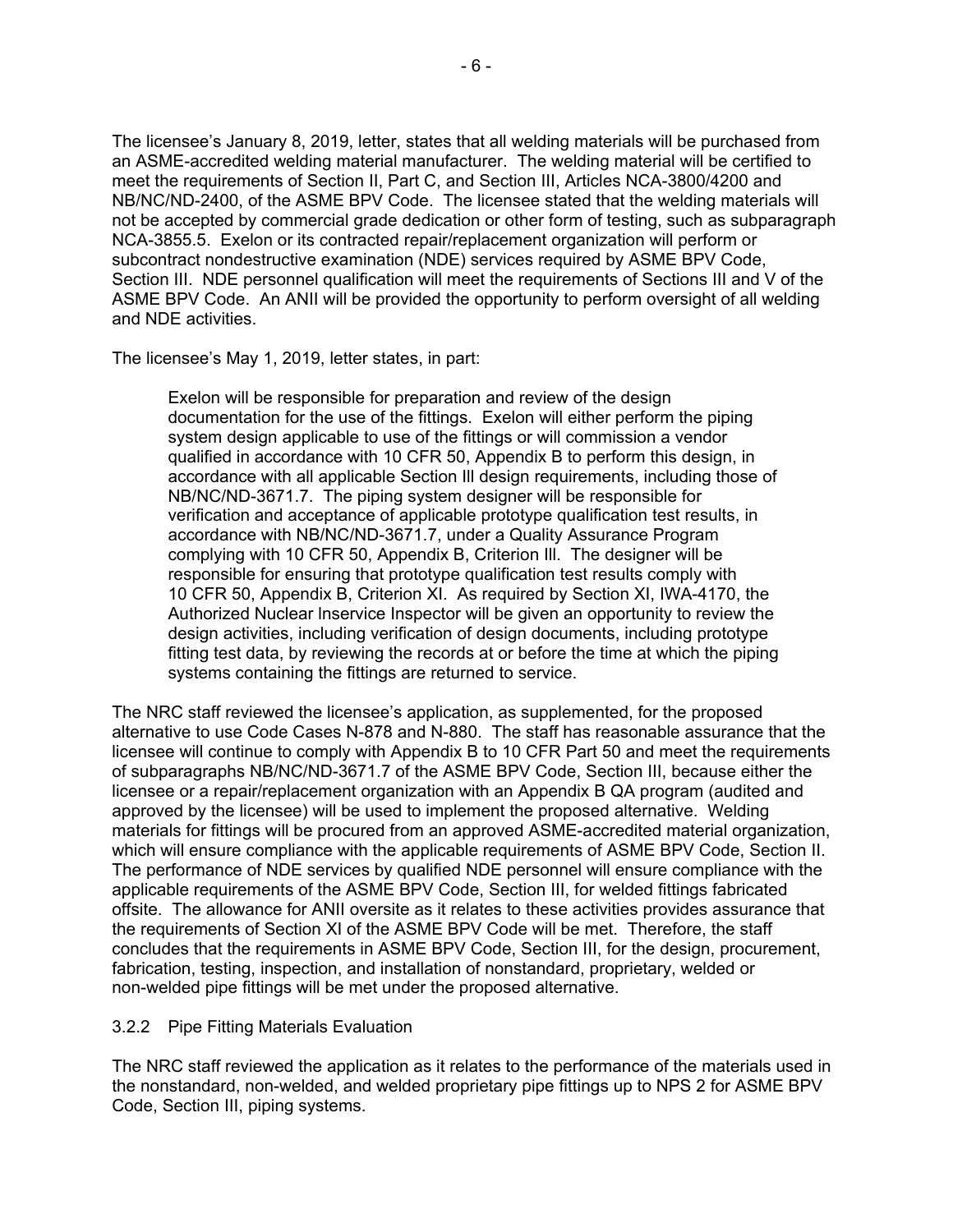The licensee's January 8, 2019, letter, states that all welding materials will be purchased from an ASME-accredited welding material manufacturer. The welding material will be certified to meet the requirements of Section II, Part C, and Section III, Articles NCA-3800/4200 and NB/NC/ND-2400, of the ASME BPV Code. The licensee stated that the welding materials will not be accepted by commercial grade dedication or other form of testing, such as subparagraph NCA-3855.5. Exelon or its contracted repair/replacement organization will perform or subcontract nondestructive examination (NDE) services required by ASME BPV Code, Section III. NDE personnel qualification will meet the requirements of Sections III and V of the ASME BPV Code. An ANII will be provided the opportunity to perform oversight of all welding and NDE activities.

The licensee's May 1, 2019, letter states, in part:

> Exelon will be responsible for preparation and review of the design documentation for the use of the fittings. Exelon will either perform the piping system design applicable to use of the fittings or will commission a vendor qualified in accordance with 10 CFR 50, Appendix B to perform this design, in accordance with all applicable Section III design requirements, including those of NB/NC/ND-3671.7. The piping system designer will be responsible for verification and acceptance of applicable prototype qualification test results, in accordance with NB/NC/ND-3671.7, under a Quality Assurance Program complying with 10 CFR 50, Appendix B, Criterion III. The designer will be responsible for ensuring that prototype qualification test results comply with 10 CFR 50, Appendix B, Criterion XI. As required by Section XI, IWA-4170, the Authorized Nuclear Inservice Inspector will be given an opportunity to review the design activities, including verification of design documents, including prototype fitting test data, by reviewing the records at or before the time at which the piping systems containing the fittings are returned to service.

The NRC staff reviewed the licensee's application, as supplemented, for the proposed alternative to use Code Cases N-878 and N-880. The staff has reasonable assurance that the licensee will continue to comply with Appendix B to 10 CFR Part 50 and meet the requirements of subparagraphs NB/NC/ND-3671.7 of the ASME BPV Code, Section III, because either the licensee or a repair/replacement organization with an Appendix B QA program (audited and approved by the licensee) will be used to implement the proposed alternative. Welding materials for fittings will be procured from an approved ASME-accredited material organization, which will ensure compliance with the applicable requirements of ASME BPV Code, Section II. The performance of NDE services by qualified NDE personnel will ensure compliance with the applicable requirements of the ASME BPV Code, Section III, for welded fittings fabricated offsite. The allowance for ANII oversite as it relates to these activities provides assurance that the requirements of Section XI of the ASME BPV Code will be met. Therefore, the staff concludes that the requirements in ASME BPV Code, Section III, for the design, procurement, fabrication, testing, inspection, and installation of nonstandard, proprietary, welded or non-welded pipe fittings will be met under the proposed alternative.

### 3.2.2 Pipe Fitting Materials Evaluation

The NRC staff reviewed the application as it relates to the performance of the materials used in the nonstandard, non-welded, and welded proprietary pipe fittings up to NPS 2 for ASME BPV Code, Section III, piping systems.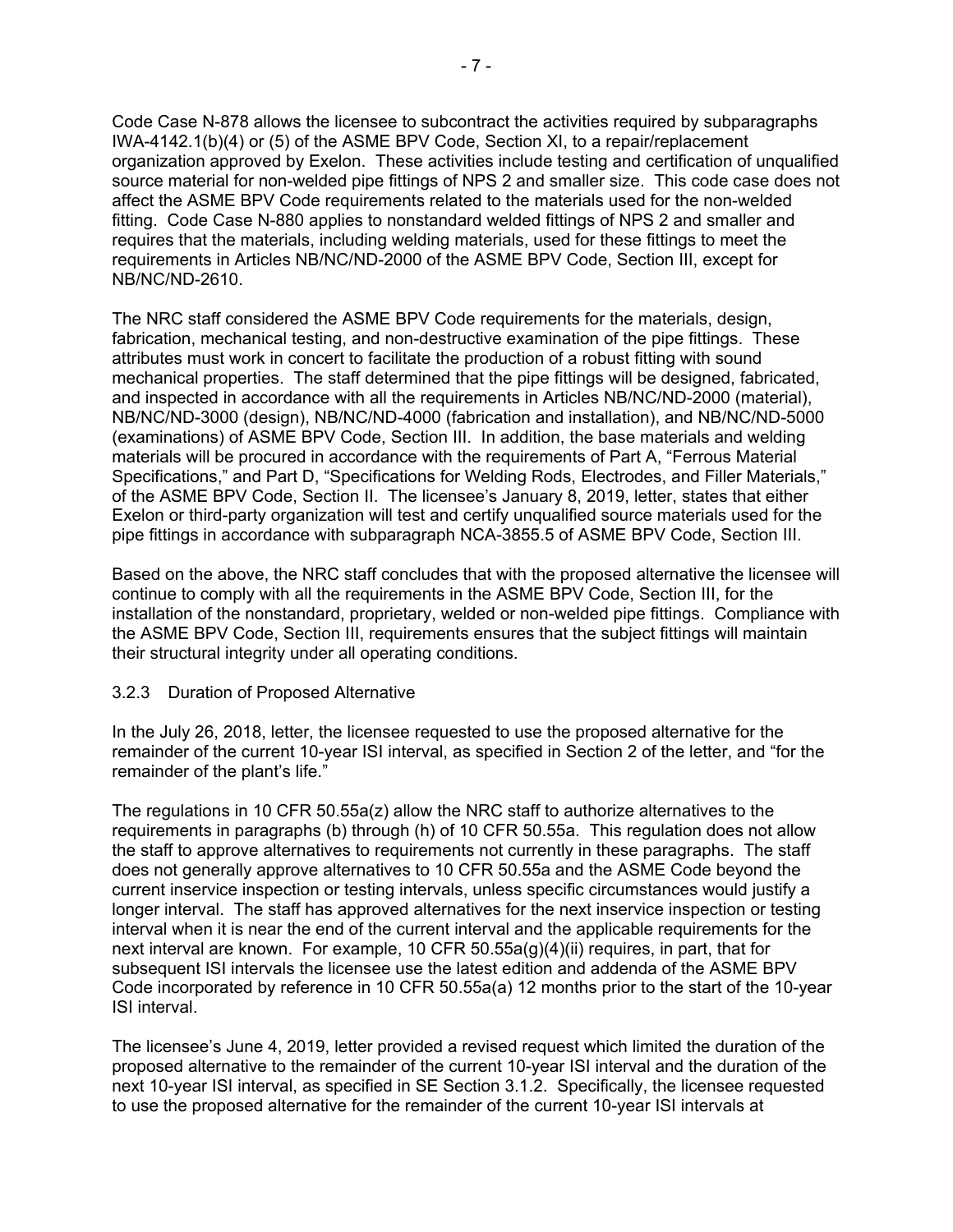Code Case N-878 allows the licensee to subcontract the activities required by subparagraphs IWA-4142.1(b)(4) or (5) of the ASME BPV Code, Section XI, to a repair/replacement organization approved by Exelon. These activities include testing and certification of unqualified source material for non-welded pipe fittings of NPS 2 and smaller size. This code case does not affect the ASME BPV Code requirements related to the materials used for the non-welded fitting. Code Case N-880 applies to nonstandard welded fittings of NPS 2 and smaller and requires that the materials, including welding materials, used for these fittings to meet the requirements in Articles NB/NC/ND-2000 of the ASME BPV Code, Section III, except for NB/NC/ND-2610.

The NRC staff considered the ASME BPV Code requirements for the materials, design, fabrication, mechanical testing, and non-destructive examination of the pipe fittings. These attributes must work in concert to facilitate the production of a robust fitting with sound mechanical properties. The staff determined that the pipe fittings will be designed, fabricated, and inspected in accordance with all the requirements in Articles NB/NC/ND-2000 (material), NB/NC/ND-3000 (design), NB/NC/ND-4000 (fabrication and installation), and NB/NC/ND-5000 (examinations) of ASME BPV Code, Section III. In addition, the base materials and welding materials will be procured in accordance with the requirements of Part A, "Ferrous Material Specifications," and Part D, "Specifications for Welding Rods, Electrodes, and Filler Materials," of the ASME BPV Code, Section II. The licensee's January 8, 2019, letter, states that either Exelon or third-party organization will test and certify unqualified source materials used for the pipe fittings in accordance with subparagraph NCA-3855.5 of ASME BPV Code, Section III.

Based on the above, the NRC staff concludes that with the proposed alternative the licensee will continue to comply with all the requirements in the ASME BPV Code, Section III, for the installation of the nonstandard, proprietary, welded or non-welded pipe fittings. Compliance with the ASME BPV Code, Section III, requirements ensures that the subject fittings will maintain their structural integrity under all operating conditions.

### 3.2.3 Duration of Proposed Alternative

In the July 26, 2018, letter, the licensee requested to use the proposed alternative for the remainder of the current 10-year ISI interval, as specified in Section 2 of the letter, and "for the remainder of the plant's life."

The regulations in 10 CFR 50.55a(z) allow the NRC staff to authorize alternatives to the requirements in paragraphs (b) through (h) of 10 CFR 50.55a. This regulation does not allow the staff to approve alternatives to requirements not currently in these paragraphs. The staff does not generally approve alternatives to 10 CFR 50.55a and the ASME Code beyond the current inservice inspection or testing intervals, unless specific circumstances would justify a longer interval. The staff has approved alternatives for the next inservice inspection or testing interval when it is near the end of the current interval and the applicable requirements for the next interval are known. For example, 10 CFR 50.55a(g)(4)(ii) requires, in part, that for subsequent ISI intervals the licensee use the latest edition and addenda of the ASME BPV Code incorporated by reference in 10 CFR 50.55a(a) 12 months prior to the start of the 10-year ISI interval.

The licensee's June 4, 2019, letter provided a revised request which limited the duration of the proposed alternative to the remainder of the current 10-year ISI interval and the duration of the next 10-year ISI interval, as specified in SE Section 3.1.2. Specifically, the licensee requested to use the proposed alternative for the remainder of the current 10-year ISI intervals at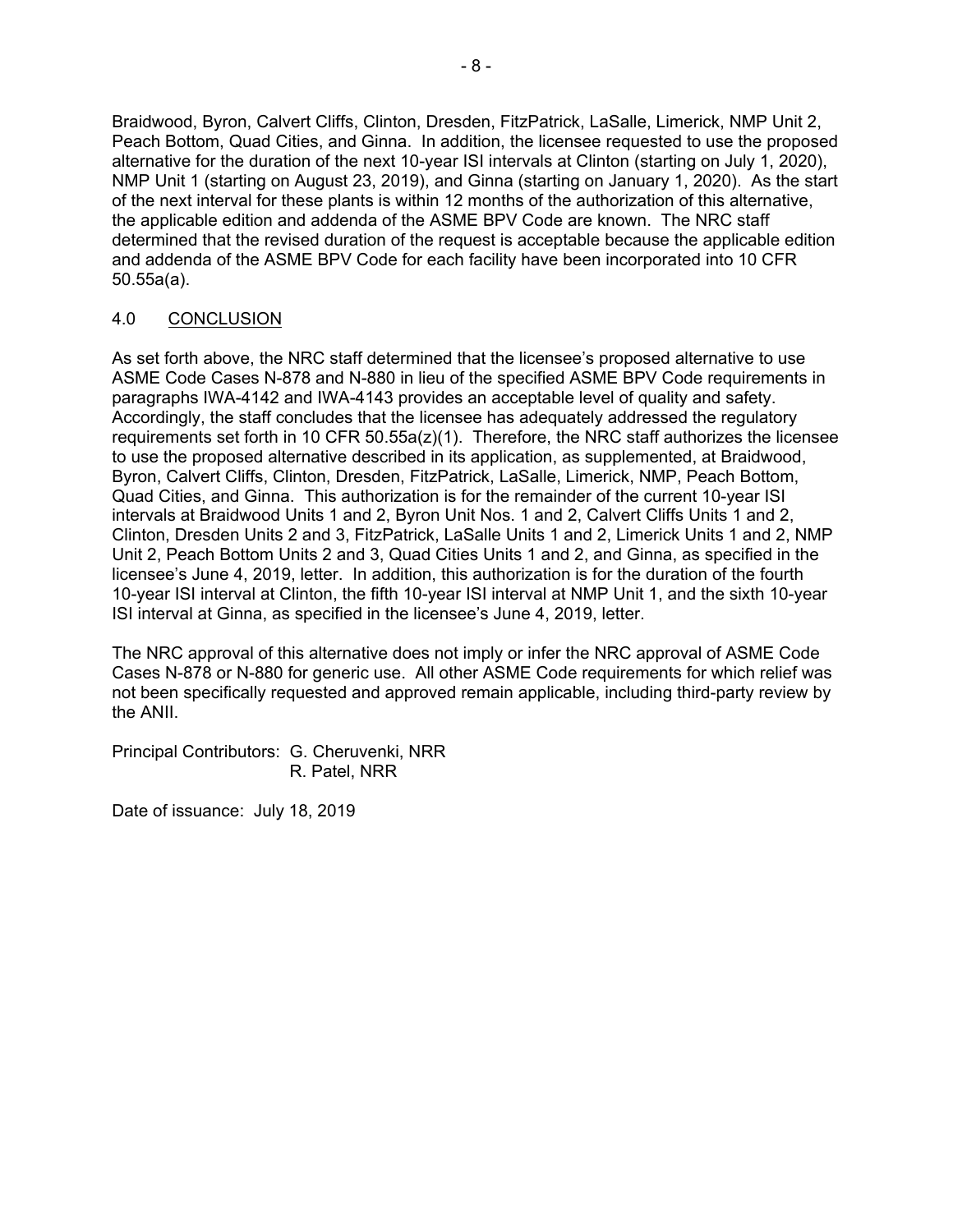Braidwood, Byron, Calvert Cliffs, Clinton, Dresden, FitzPatrick, LaSalle, Limerick, NMP Unit 2, Peach Bottom, Quad Cities, and Ginna. In addition, the licensee requested to use the proposed alternative for the duration of the next 10-year ISI intervals at Clinton (starting on July 1, 2020), NMP Unit 1 (starting on August 23, 2019), and Ginna (starting on January 1, 2020). As the start of the next interval for these plants is within 12 months of the authorization of this alternative, the applicable edition and addenda of the ASME BPV Code are known. The NRC staff determined that the revised duration of the request is acceptable because the applicable edition and addenda of the ASME BPV Code for each facility have been incorporated into 10 CFR 50.55a(a).

## 4.0 CONCLUSION

As set forth above, the NRC staff determined that the licensee's proposed alternative to use ASME Code Cases N-878 and N-880 in lieu of the specified ASME BPV Code requirements in paragraphs IWA-4142 and IWA-4143 provides an acceptable level of quality and safety. Accordingly, the staff concludes that the licensee has adequately addressed the regulatory requirements set forth in 10 CFR 50.55a(z)(1). Therefore, the NRC staff authorizes the licensee to use the proposed alternative described in its application, as supplemented, at Braidwood, Byron, Calvert Cliffs, Clinton, Dresden, FitzPatrick, LaSalle, Limerick, NMP, Peach Bottom, Quad Cities, and Ginna. This authorization is for the remainder of the current 10-year ISI intervals at Braidwood Units 1 and 2, Byron Unit Nos. 1 and 2, Calvert Cliffs Units 1 and 2, Clinton, Dresden Units 2 and 3, FitzPatrick, LaSalle Units 1 and 2, Limerick Units 1 and 2, NMP Unit 2, Peach Bottom Units 2 and 3, Quad Cities Units 1 and 2, and Ginna, as specified in the licensee's June 4, 2019, letter. In addition, this authorization is for the duration of the fourth 10-year ISI interval at Clinton, the fifth 10-year ISI interval at NMP Unit 1, and the sixth 10-year ISI interval at Ginna, as specified in the licensee's June 4, 2019, letter.

The NRC approval of this alternative does not imply or infer the NRC approval of ASME Code Cases N-878 or N-880 for generic use. All other ASME Code requirements for which relief was not been specifically requested and approved remain applicable, including third-party review by the ANII.

Principal Contributors: G. Cheruvenki, NRR
R. Patel, NRR

Date of issuance: July 18, 2019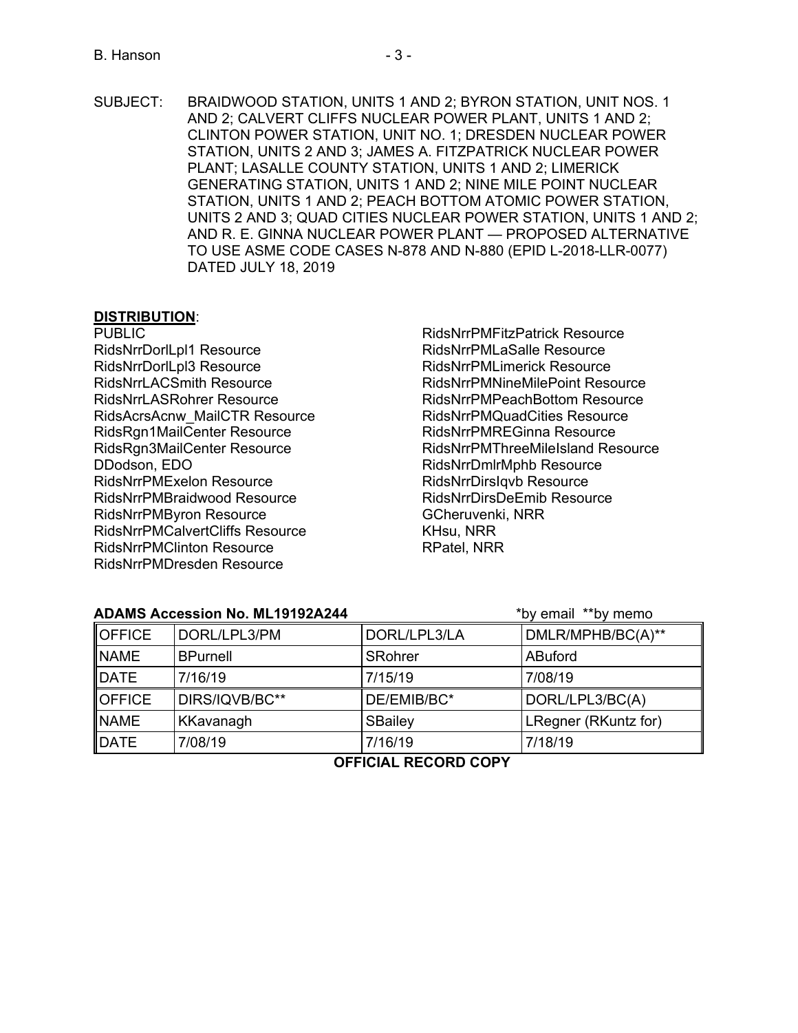SUBJECT: BRAIDWOOD STATION, UNITS 1 AND 2; BYRON STATION, UNIT NOS. 1 AND 2; CALVERT CLIFFS NUCLEAR POWER PLANT, UNITS 1 AND 2; CLINTON POWER STATION, UNIT NO. 1; DRESDEN NUCLEAR POWER STATION, UNITS 2 AND 3; JAMES A. FITZPATRICK NUCLEAR POWER PLANT; LASALLE COUNTY STATION, UNITS 1 AND 2; LIMERICK GENERATING STATION, UNITS 1 AND 2; NINE MILE POINT NUCLEAR STATION, UNITS 1 AND 2; PEACH BOTTOM ATOMIC POWER STATION, UNITS 2 AND 3; QUAD CITIES NUCLEAR POWER STATION, UNITS 1 AND 2; AND R. E. GINNA NUCLEAR POWER PLANT — PROPOSED ALTERNATIVE TO USE ASME CODE CASES N-878 AND N-880 (EPID L-2018-LLR-0077) DATED JULY 18, 2019

**DISTRIBUTION**:

PUBLIC
RidsNrrDorlLpl1 Resource
RidsNrrDorlLpl3 Resource
RidsNrrLACSmith Resource
RidsNrrLASRohrer Resource
RidsAcrsAcnw_MailCTR Resource
RidsRgn1MailCenter Resource
RidsRgn3MailCenter Resource
DDodson, EDO
RidsNrrPMExelon Resource
RidsNrrPMBraidwood Resource
RidsNrrPMByron Resource
RidsNrrPMCalvertCliffs Resource
RidsNrrPMClinton Resource
RidsNrrPMDresden Resource
RidsNrrPMFitzPatrick Resource
RidsNrrPMLaSalle Resource
RidsNrrPMLimerick Resource
RidsNrrPMNineMilePoint Resource
RidsNrrPMPeachBottom Resource
RidsNrrPMQuadCities Resource
RidsNrrPMREGinna Resource
RidsNrrPMThreeMileIsland Resource
RidsNrrDmlrMphb Resource
RidsNrrDirsIqvb Resource
RidsNrrDirsDeEmib Resource
GCheruvenki, NRR
KHsu, NRR
RPatel, NRR

**ADAMS Accession No. ML19192A244** *by email **by memo

| | | | |
|---|---|---|---|
| OFFICE | DORL/LPL3/PM | DORL/LPL3/LA | DMLR/MPHB/BC(A)** |
| NAME | BPurnell | SRohrer | ABuford |
| DATE | 7/16/19 | 7/15/19 | 7/08/19 |
| OFFICE | DIRS/IQVB/BC** | DE/EMIB/BC* | DORL/LPL3/BC(A) |
| NAME | KKavanagh | SBailey | LRegner (RKuntz for) |
| DATE | 7/08/19 | 7/16/19 | 7/18/19 |

**OFFICIAL RECORD COPY**